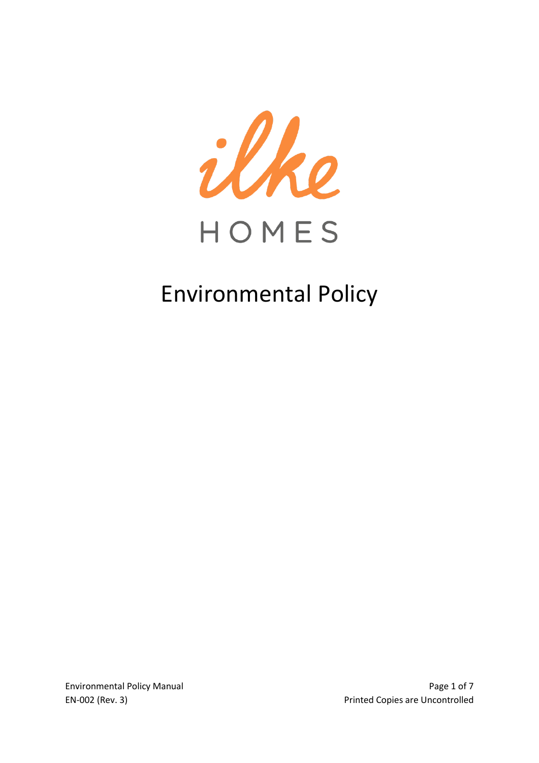ilke

HOMES

# Environmental Policy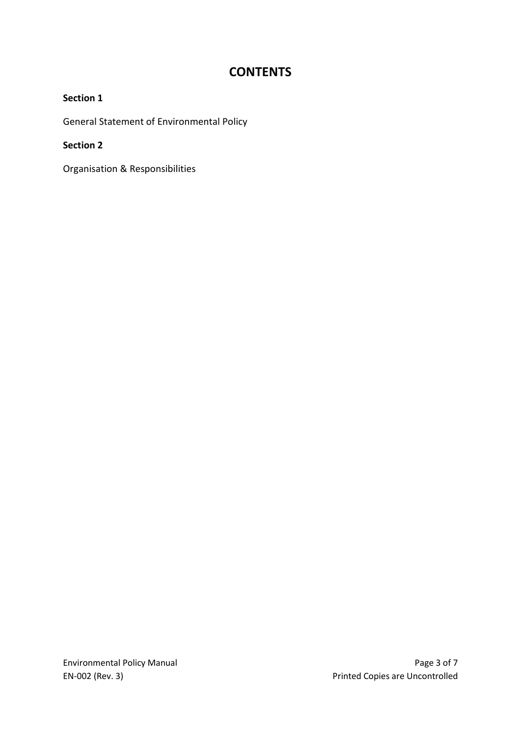# CONTENTS

**Section 1**

General Statement of Environmental Policy

**Section 2**

Organisation & Responsibilities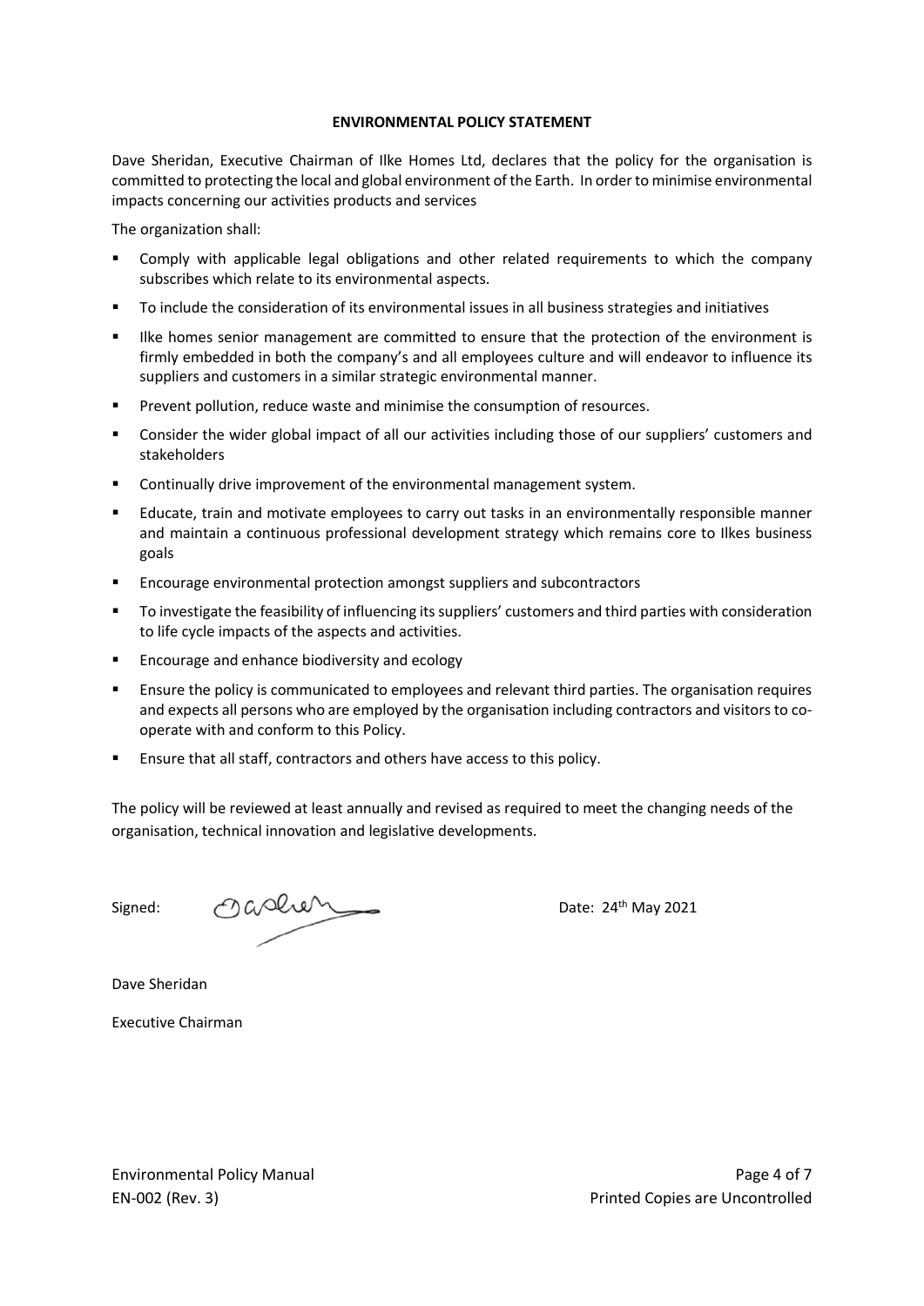**ENVIRONMENTAL POLICY STATEMENT**

Dave Sheridan, Executive Chairman of Ilke Homes Ltd, declares that the policy for the organisation is committed to protecting the local and global environment of the Earth. In order to minimise environmental impacts concerning our activities products and services

The organization shall:

- Comply with applicable legal obligations and other related requirements to which the company subscribes which relate to its environmental aspects.
- To include the consideration of its environmental issues in all business strategies and initiatives
- Ilke homes senior management are committed to ensure that the protection of the environment is firmly embedded in both the company's and all employees culture and will endeavor to influence its suppliers and customers in a similar strategic environmental manner.
- Prevent pollution, reduce waste and minimise the consumption of resources.
- Consider the wider global impact of all our activities including those of our suppliers' customers and stakeholders
- Continually drive improvement of the environmental management system.
- Educate, train and motivate employees to carry out tasks in an environmentally responsible manner and maintain a continuous professional development strategy which remains core to Ilkes business goals
- Encourage environmental protection amongst suppliers and subcontractors
- To investigate the feasibility of influencing its suppliers' customers and third parties with consideration to life cycle impacts of the aspects and activities.
- Encourage and enhance biodiversity and ecology
- Ensure the policy is communicated to employees and relevant third parties. The organisation requires and expects all persons who are employed by the organisation including contractors and visitors to co-operate with and conform to this Policy.
- Ensure that all staff, contractors and others have access to this policy.

The policy will be reviewed at least annually and revised as required to meet the changing needs of the organisation, technical innovation and legislative developments.

Signed: Date: 24th May 2021

Dave Sheridan

Executive Chairman

Environmental Policy Manual

EN-002 (Rev. 3)

Printed Copies are Uncontrolled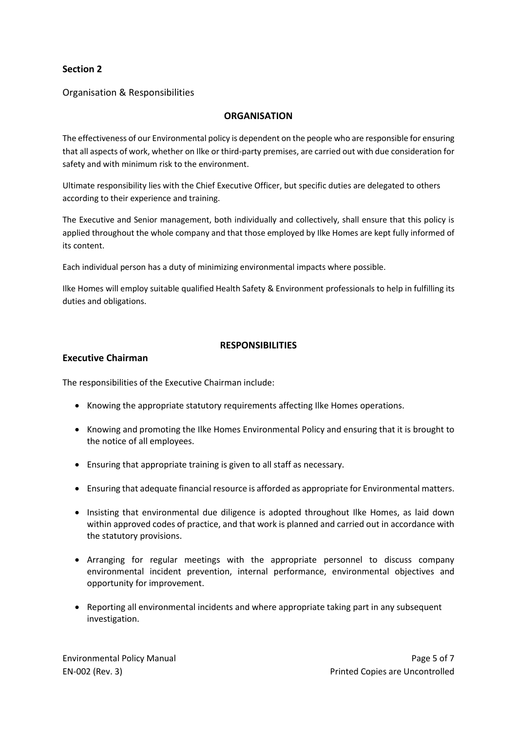## Section 2

Organisation & Responsibilities

### ORGANISATION

The effectiveness of our Environmental policy is dependent on the people who are responsible for ensuring that all aspects of work, whether on Ilke or third-party premises, are carried out with due consideration for safety and with minimum risk to the environment.

Ultimate responsibility lies with the Chief Executive Officer, but specific duties are delegated to others according to their experience and training.

The Executive and Senior management, both individually and collectively, shall ensure that this policy is applied throughout the whole company and that those employed by Ilke Homes are kept fully informed of its content.

Each individual person has a duty of minimizing environmental impacts where possible.

Ilke Homes will employ suitable qualified Health Safety & Environment professionals to help in fulfilling its duties and obligations.

### RESPONSIBILITIES

### Executive Chairman

The responsibilities of the Executive Chairman include:

- Knowing the appropriate statutory requirements affecting Ilke Homes operations.
- Knowing and promoting the Ilke Homes Environmental Policy and ensuring that it is brought to the notice of all employees.
- Ensuring that appropriate training is given to all staff as necessary.
- Ensuring that adequate financial resource is afforded as appropriate for Environmental matters.
- Insisting that environmental due diligence is adopted throughout Ilke Homes, as laid down within approved codes of practice, and that work is planned and carried out in accordance with the statutory provisions.
- Arranging for regular meetings with the appropriate personnel to discuss company environmental incident prevention, internal performance, environmental objectives and opportunity for improvement.
- Reporting all environmental incidents and where appropriate taking part in any subsequent investigation.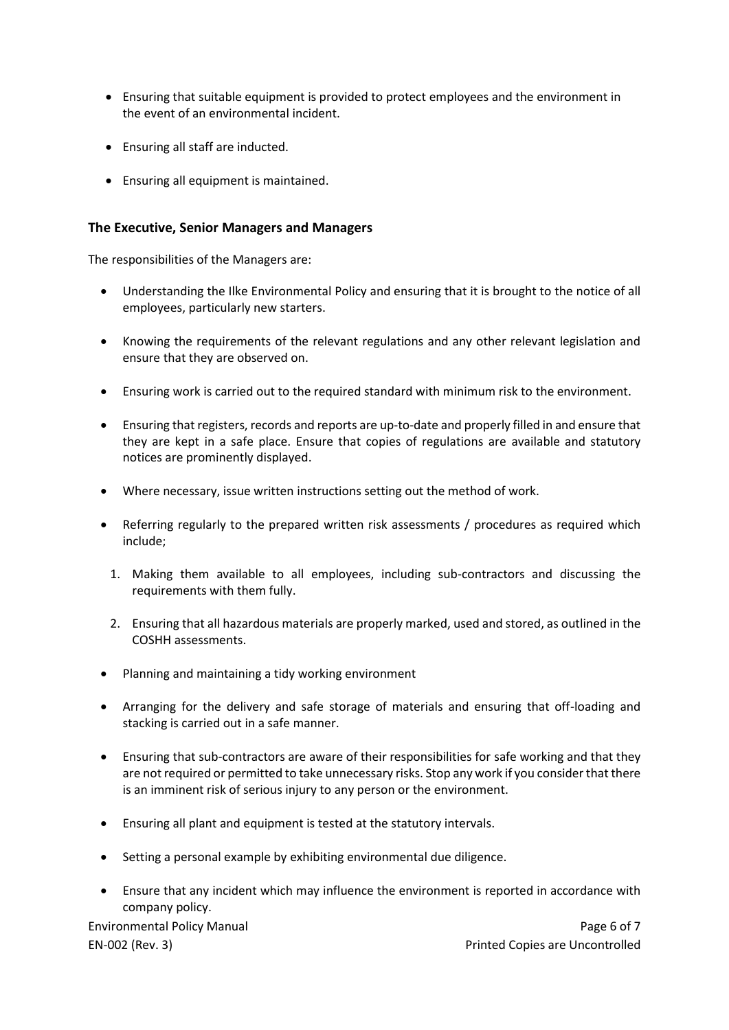- Ensuring that suitable equipment is provided to protect employees and the environment in the event of an environmental incident.
- Ensuring all staff are inducted.
- Ensuring all equipment is maintained.

### The Executive, Senior Managers and Managers

The responsibilities of the Managers are:

- Understanding the Ilke Environmental Policy and ensuring that it is brought to the notice of all employees, particularly new starters.
- Knowing the requirements of the relevant regulations and any other relevant legislation and ensure that they are observed on.
- Ensuring work is carried out to the required standard with minimum risk to the environment.
- Ensuring that registers, records and reports are up-to-date and properly filled in and ensure that they are kept in a safe place. Ensure that copies of regulations are available and statutory notices are prominently displayed.
- Where necessary, issue written instructions setting out the method of work.
- Referring regularly to the prepared written risk assessments / procedures as required which include;
    1. Making them available to all employees, including sub-contractors and discussing the requirements with them fully.
    2. Ensuring that all hazardous materials are properly marked, used and stored, as outlined in the COSHH assessments.
- Planning and maintaining a tidy working environment
- Arranging for the delivery and safe storage of materials and ensuring that off-loading and stacking is carried out in a safe manner.
- Ensuring that sub-contractors are aware of their responsibilities for safe working and that they are not required or permitted to take unnecessary risks. Stop any work if you consider that there is an imminent risk of serious injury to any person or the environment.
- Ensuring all plant and equipment is tested at the statutory intervals.
- Setting a personal example by exhibiting environmental due diligence.
- Ensure that any incident which may influence the environment is reported in accordance with company policy.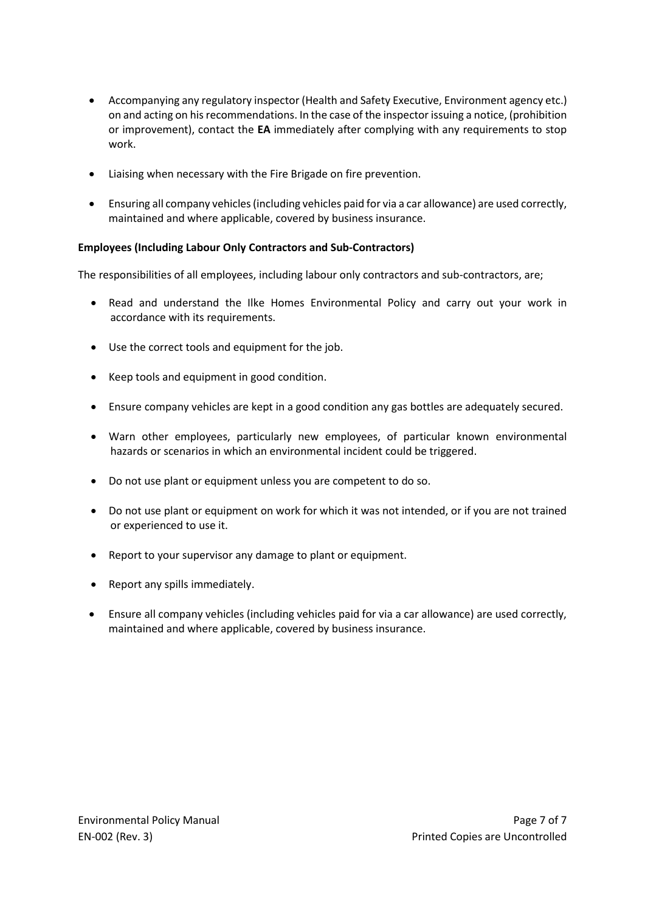- Accompanying any regulatory inspector (Health and Safety Executive, Environment agency etc.) on and acting on his recommendations. In the case of the inspector issuing a notice, (prohibition or improvement), contact the **EA** immediately after complying with any requirements to stop work.

- Liaising when necessary with the Fire Brigade on fire prevention.

- Ensuring all company vehicles (including vehicles paid for via a car allowance) are used correctly, maintained and where applicable, covered by business insurance.

**Employees (Including Labour Only Contractors and Sub-Contractors)**

The responsibilities of all employees, including labour only contractors and sub-contractors, are;

- Read and understand the Ilke Homes Environmental Policy and carry out your work in accordance with its requirements.

- Use the correct tools and equipment for the job.

- Keep tools and equipment in good condition.

- Ensure company vehicles are kept in a good condition any gas bottles are adequately secured.

- Warn other employees, particularly new employees, of particular known environmental hazards or scenarios in which an environmental incident could be triggered.

- Do not use plant or equipment unless you are competent to do so.

- Do not use plant or equipment on work for which it was not intended, or if you are not trained or experienced to use it.

- Report to your supervisor any damage to plant or equipment.

- Report any spills immediately.

- Ensure all company vehicles (including vehicles paid for via a car allowance) are used correctly, maintained and where applicable, covered by business insurance.